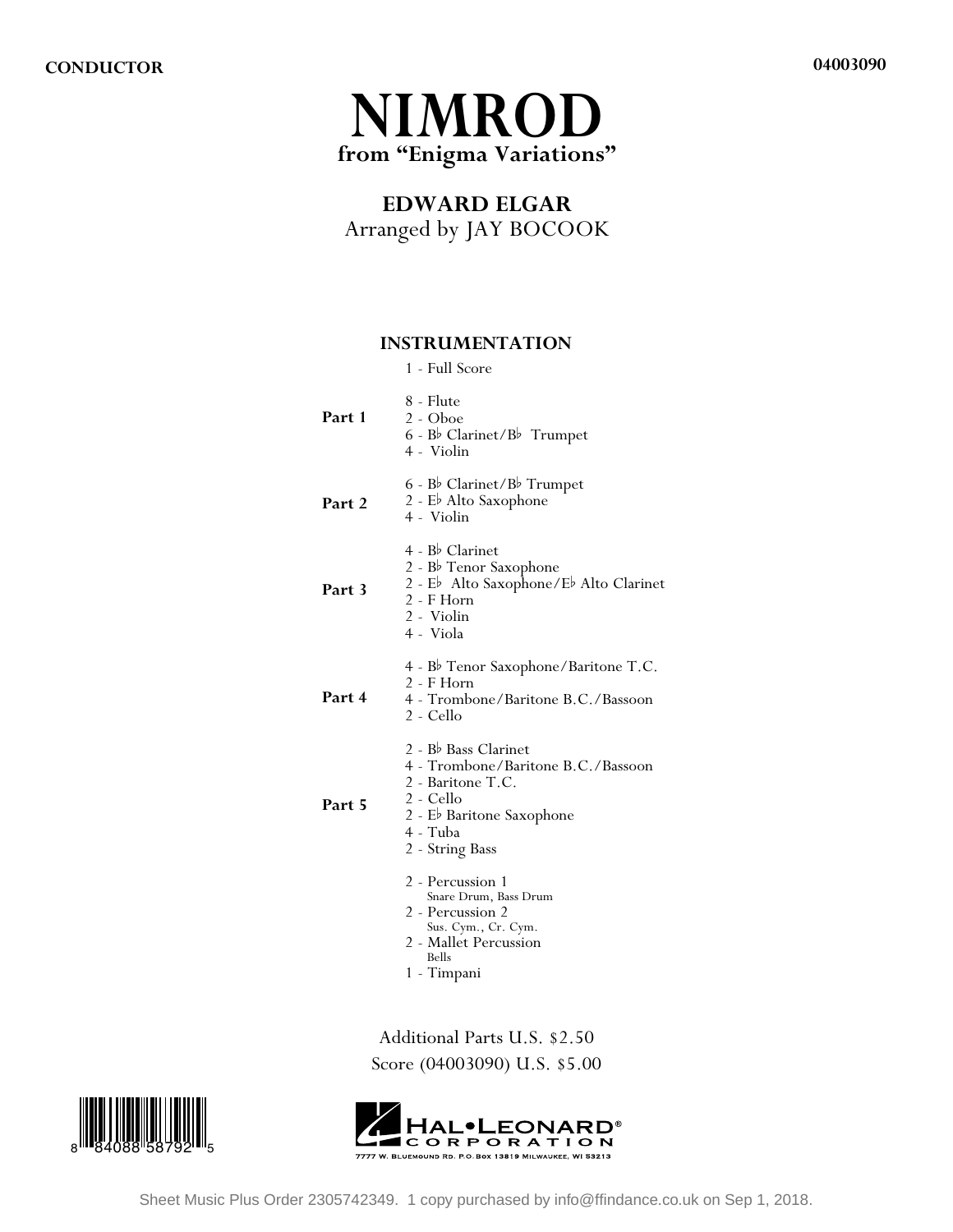**CONDUCTOR** **04003090**

# NIMROD

**from "Enigma Variations"**

**EDWARD ELGAR**

Arranged by JAY BOCOOK

## INSTRUMENTATION

1 - Full Score

**Part 1**
- 8 - Flute
- 2 - Oboe
- 6 - B♭ Clarinet/B♭ Trumpet
- 4 - Violin

**Part 2**
- 6 - B♭ Clarinet/B♭ Trumpet
- 2 - E♭ Alto Saxophone
- 4 - Violin

**Part 3**
- 4 - B♭ Clarinet
- 2 - B♭ Tenor Saxophone
- 2 - E♭ Alto Saxophone/E♭ Alto Clarinet
- 2 - F Horn
- 2 - Violin
- 4 - Viola

**Part 4**
- 4 - B♭ Tenor Saxophone/Baritone T.C.
- 2 - F Horn
- 4 - Trombone/Baritone B.C./Bassoon
- 2 - Cello

**Part 5**
- 2 - B♭ Bass Clarinet
- 4 - Trombone/Baritone B.C./Bassoon
- 2 - Baritone T.C.
- 2 - Cello
- 2 - E♭ Baritone Saxophone
- 4 - Tuba
- 2 - String Bass

- 2 - Percussion 1
  Snare Drum, Bass Drum
- 2 - Percussion 2
  Sus. Cym., Cr. Cym.
- 2 - Mallet Percussion
  Bells
- 1 - Timpani

Additional Parts U.S. $2.50
Score (04003090) U.S. $5.00

8 84088 58792 5

HAL•LEONARD® CORPORATION
7777 W. BLUEMOUND RD. P.O. BOX 13819 MILWAUKEE, WI 53213

Sheet Music Plus Order 2305742349. 1 copy purchased by info@ffindance.co.uk on Sep 1, 2018.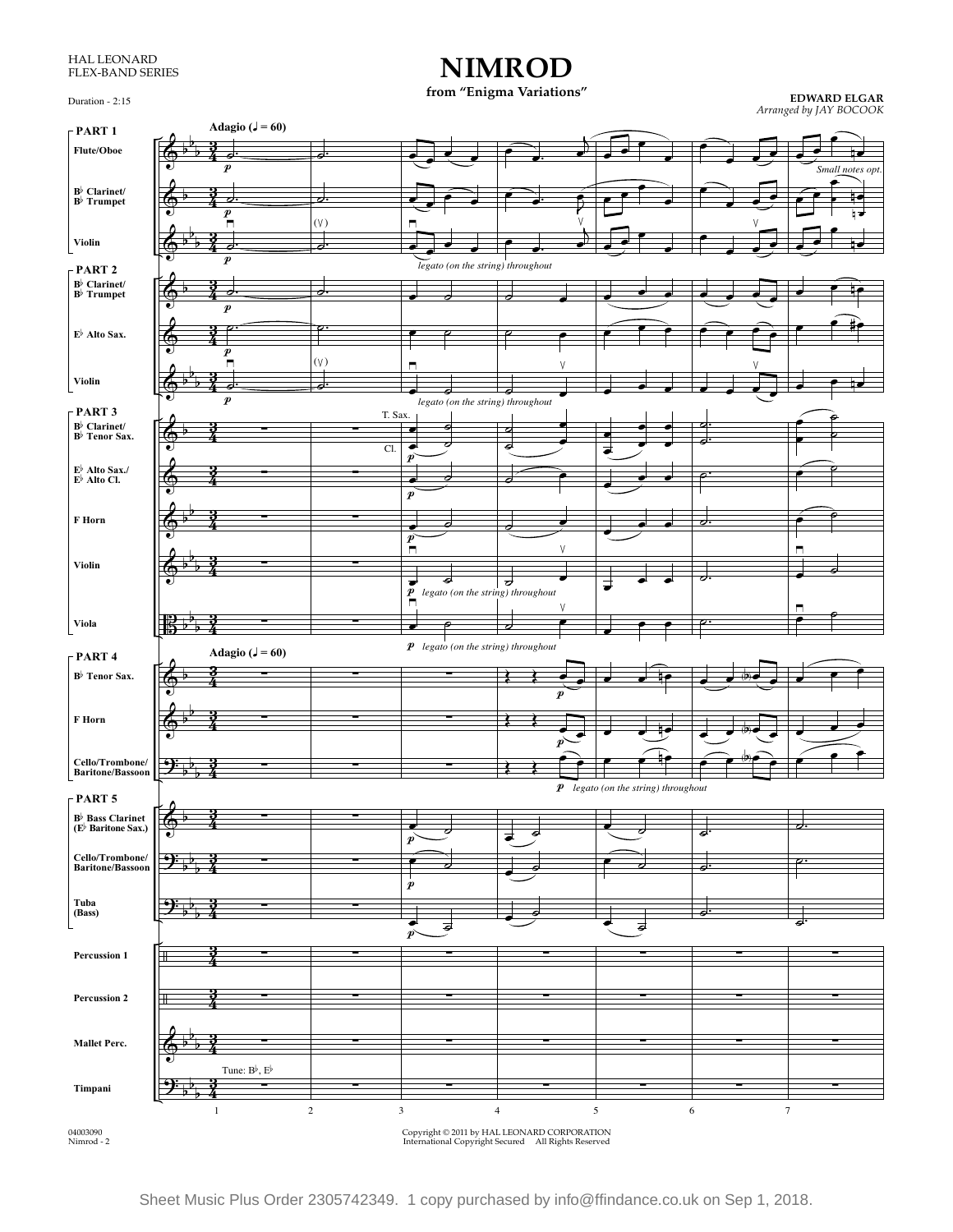HAL LEONARD
FLEX-BAND SERIES

Duration - 2:15

# NIMROD

**from "Enigma Variations"**

**EDWARD ELGAR**
*Arranged by JAY BOCOOK*

**PART 1**
Flute/Oboe
B♭ Clarinet/ B♭ Trumpet
Violin

**PART 2**
B♭ Clarinet/ B♭ Trumpet
E♭ Alto Sax.
Violin

**PART 3**
B♭ Clarinet/ B♭ Tenor Sax.
E♭ Alto Sax./ E♭ Alto Cl.
F Horn
Violin
Viola

**PART 4**
B♭ Tenor Sax.
F Horn
Cello/Trombone/ Baritone/Bassoon

**PART 5**
B♭ Bass Clarinet (E♭ Baritone Sax.)
Cello/Trombone/ Baritone/Bassoon
Tuba (Bass)

Percussion 1
Percussion 2
Mallet Perc.
Timpani

Adagio (♩ = 60)

*Small notes opt.*

*legato (on the string) throughout*

T. Sax.

Cl.

Tune: B♭, E♭

Copyright © 2011 by HAL LEONARD CORPORATION
International Copyright Secured All Rights Reserved

04003090
Nimrod - 2

Sheet Music Plus Order 2305742349. 1 copy purchased by info@ffindance.co.uk on Sep 1, 2018.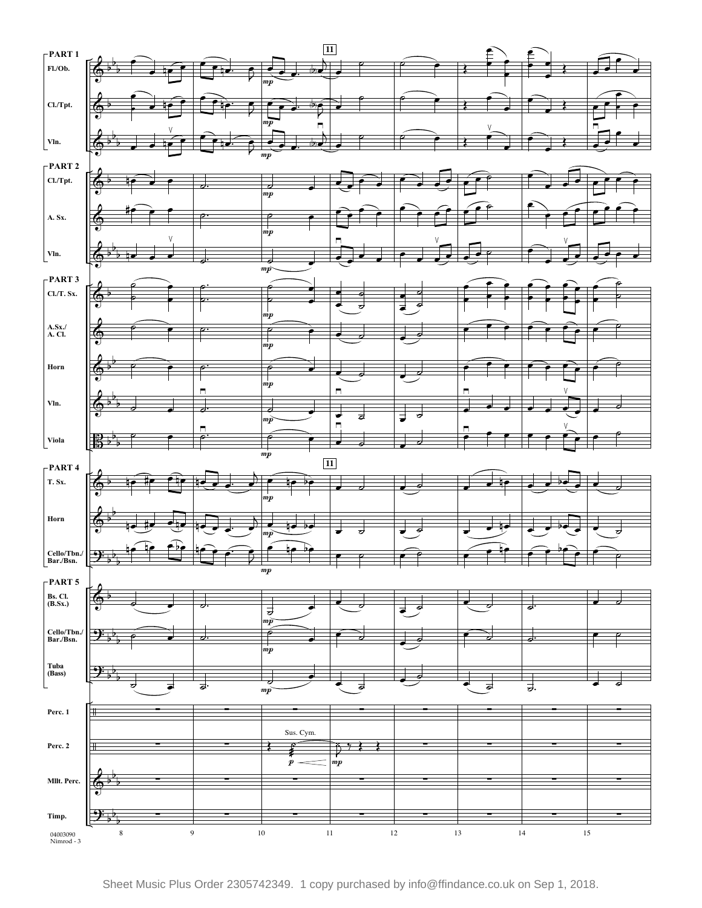PART 1

Fl./Ob.

Cl./Tpt.

Vln.

PART 2

Cl./Tpt.

A. Sx.

Vln.

PART 3

Cl./T. Sx.

A.Sx./
A. Cl.

Horn

Vln.

Viola

PART 4

T. Sx.

Horn

Cello/Tbn./
Bar./Bsn.

PART 5

Bs. Cl.
(B.Sx.)

Cello/Tbn./
Bar./Bsn.

Tuba
(Bass)

Perc. 1

Perc. 2

Sus. Cym.

Mllt. Perc.

Timp.

11

*mp*

*p*

8 9 10 11 12 13 14 15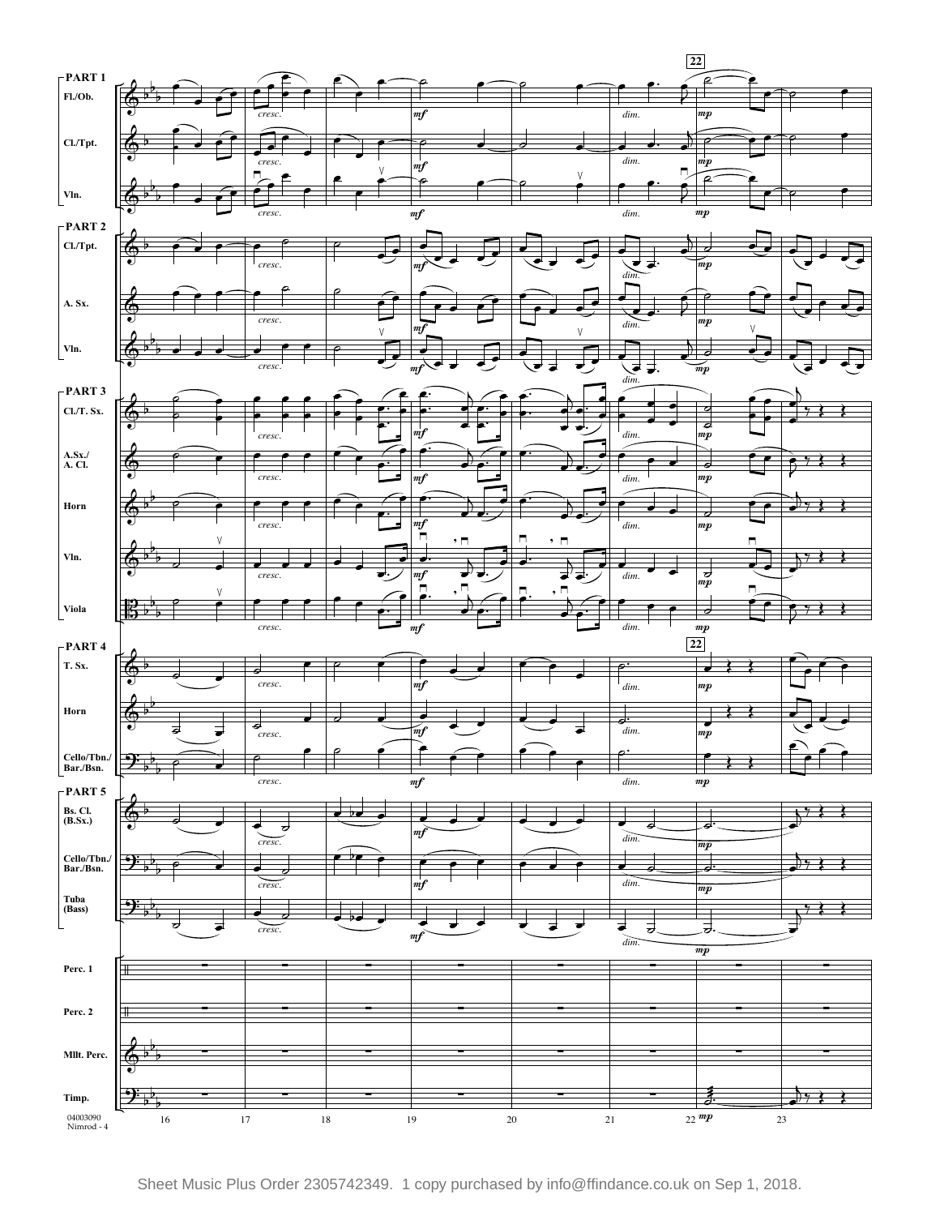**PART 1**

Fl./Ob.

Cl./Tpt.

Vln.

**PART 2**

Cl./Tpt.

A. Sx.

Vln.

**PART 3**

Cl./T. Sx.

A.Sx./ A. Cl.

Horn

Vln.

Viola

**PART 4**

T. Sx.

Horn

Cello/Tbn./ Bar./Bsn.

**PART 5**

Bs. Cl. (B.Sx.)

Cello/Tbn./ Bar./Bsn.

Tuba (Bass)

Perc. 1

Perc. 2

Mllt. Perc.

Timp.

22

16 17 18 19 20 21 22 23

*cresc.* *mf* *dim.* *mp*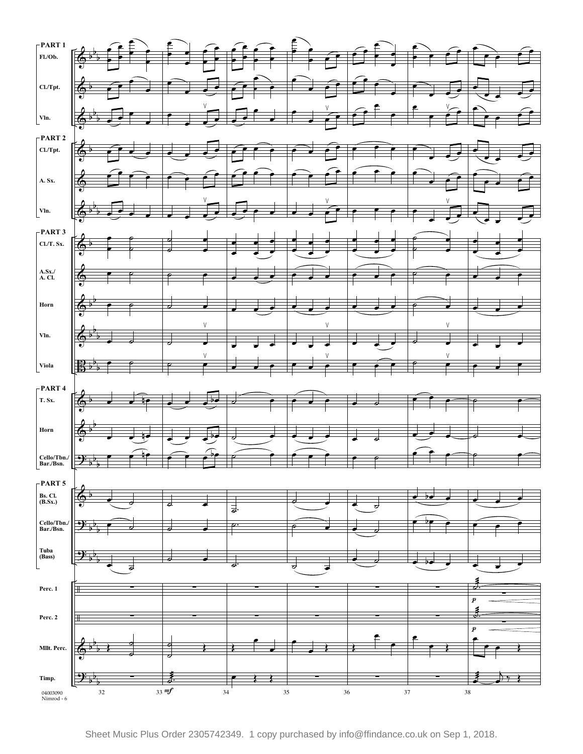**PART 1**

Fl./Ob.

Cl./Tpt.

Vln.

**PART 2**

Cl./Tpt.

A. Sx.

Vln.

**PART 3**

Cl./T. Sx.

A.Sx./
A. Cl.

Horn

Vln.

Viola

**PART 4**

T. Sx.

Horn

Cello/Tbn./
Bar./Bsn.

**PART 5**

Bs. Cl.
(B.Sx.)

Cello/Tbn./
Bar./Bsn.

Tuba
(Bass)

Perc. 1

Perc. 2

Mllt. Perc.

Timp.

32 33 *mf* 34 35 36 37 38

*p*

*p*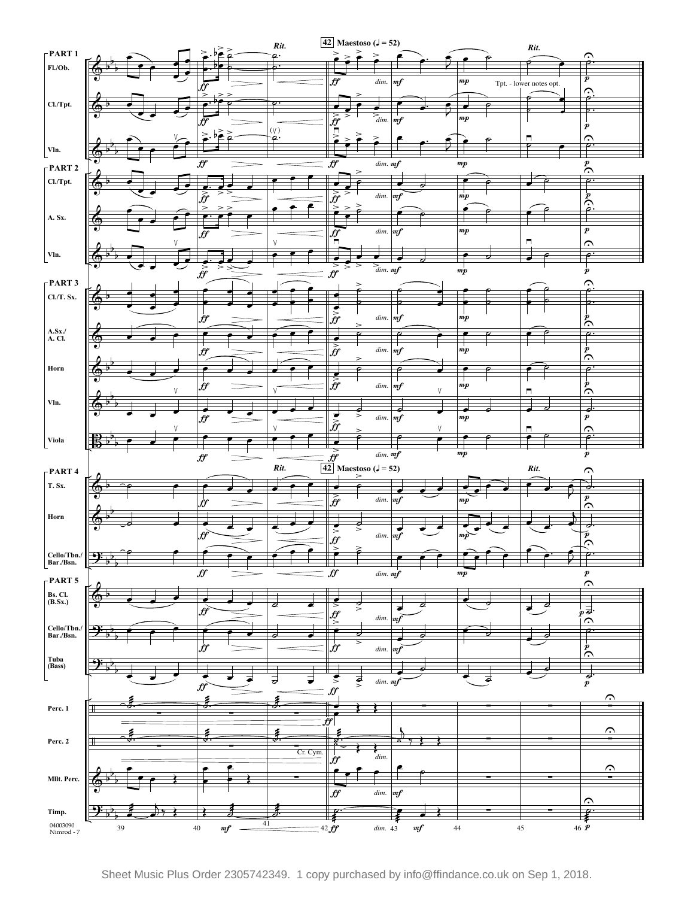Sheet Music Plus Order 2305742349. 1 copy purchased by info@ffindance.co.uk on Sep 1, 2018.